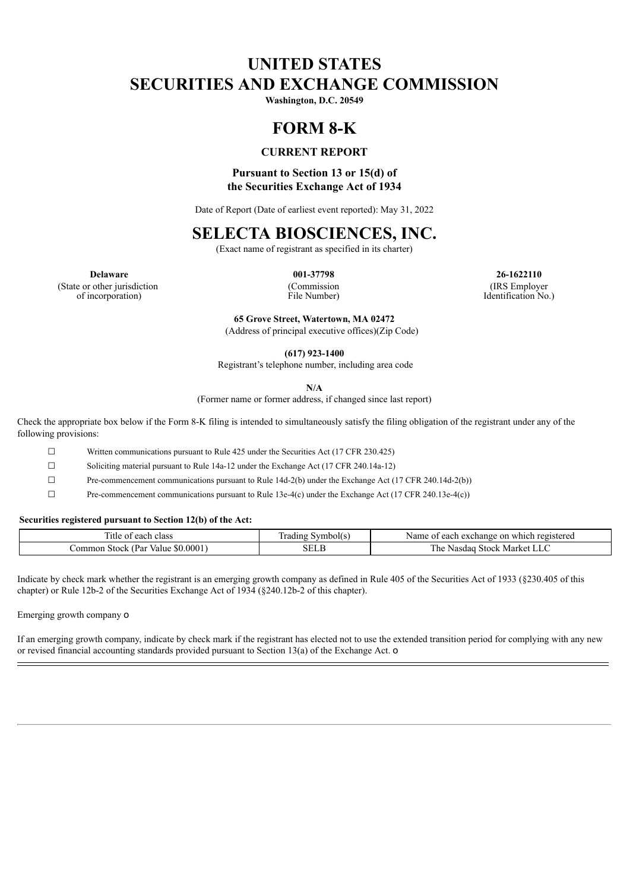# UNITED STATES
# SECURITIES AND EXCHANGE COMMISSION

**Washington, D.C. 20549**

# FORM 8-K

## CURRENT REPORT

**Pursuant to Section 13 or 15(d) of the Securities Exchange Act of 1934**

Date of Report (Date of earliest event reported): May 31, 2022

# SELECTA BIOSCIENCES, INC.

(Exact name of registrant as specified in its charter)

| **Delaware** | **001-37798** | **26-1622110** |
|---|---|---|
| (State or other jurisdiction of incorporation) | (Commission File Number) | (IRS Employer Identification No.) |

**65 Grove Street, Watertown, MA 02472**
(Address of principal executive offices)(Zip Code)

**(617) 923-1400**
Registrant's telephone number, including area code

**N/A**
(Former name or former address, if changed since last report)

Check the appropriate box below if the Form 8-K filing is intended to simultaneously satisfy the filing obligation of the registrant under any of the following provisions:

☐ Written communications pursuant to Rule 425 under the Securities Act (17 CFR 230.425)

☐ Soliciting material pursuant to Rule 14a-12 under the Exchange Act (17 CFR 240.14a-12)

☐ Pre-commencement communications pursuant to Rule 14d-2(b) under the Exchange Act (17 CFR 240.14d-2(b))

☐ Pre-commencement communications pursuant to Rule 13e-4(c) under the Exchange Act (17 CFR 240.13e-4(c))

**Securities registered pursuant to Section 12(b) of the Act:**

| Title of each class | Trading Symbol(s) | Name of each exchange on which registered |
|---|---|---|
| Common Stock (Par Value $0.0001) | SELB | The Nasdaq Stock Market LLC |

Indicate by check mark whether the registrant is an emerging growth company as defined in Rule 405 of the Securities Act of 1933 (§230.405 of this chapter) or Rule 12b-2 of the Securities Exchange Act of 1934 (§240.12b-2 of this chapter).

Emerging growth company o

If an emerging growth company, indicate by check mark if the registrant has elected not to use the extended transition period for complying with any new or revised financial accounting standards provided pursuant to Section 13(a) of the Exchange Act. o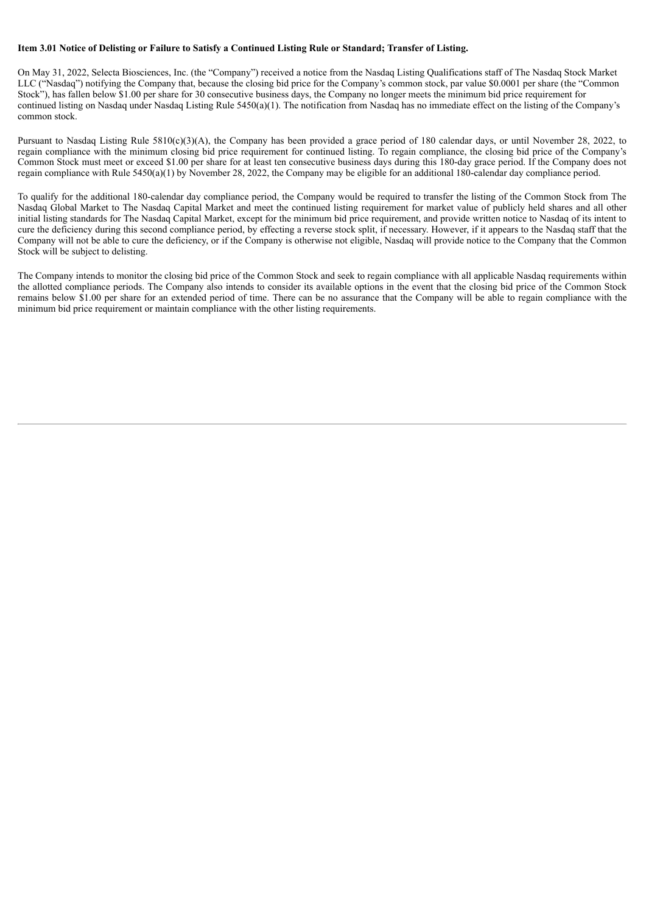**Item 3.01 Notice of Delisting or Failure to Satisfy a Continued Listing Rule or Standard; Transfer of Listing.**

On May 31, 2022, Selecta Biosciences, Inc. (the "Company") received a notice from the Nasdaq Listing Qualifications staff of The Nasdaq Stock Market LLC ("Nasdaq") notifying the Company that, because the closing bid price for the Company's common stock, par value $0.0001 per share (the "Common Stock"), has fallen below $1.00 per share for 30 consecutive business days, the Company no longer meets the minimum bid price requirement for continued listing on Nasdaq under Nasdaq Listing Rule 5450(a)(1). The notification from Nasdaq has no immediate effect on the listing of the Company's common stock.

Pursuant to Nasdaq Listing Rule 5810(c)(3)(A), the Company has been provided a grace period of 180 calendar days, or until November 28, 2022, to regain compliance with the minimum closing bid price requirement for continued listing. To regain compliance, the closing bid price of the Company's Common Stock must meet or exceed $1.00 per share for at least ten consecutive business days during this 180-day grace period. If the Company does not regain compliance with Rule 5450(a)(1) by November 28, 2022, the Company may be eligible for an additional 180-calendar day compliance period.

To qualify for the additional 180-calendar day compliance period, the Company would be required to transfer the listing of the Common Stock from The Nasdaq Global Market to The Nasdaq Capital Market and meet the continued listing requirement for market value of publicly held shares and all other initial listing standards for The Nasdaq Capital Market, except for the minimum bid price requirement, and provide written notice to Nasdaq of its intent to cure the deficiency during this second compliance period, by effecting a reverse stock split, if necessary. However, if it appears to the Nasdaq staff that the Company will not be able to cure the deficiency, or if the Company is otherwise not eligible, Nasdaq will provide notice to the Company that the Common Stock will be subject to delisting.

The Company intends to monitor the closing bid price of the Common Stock and seek to regain compliance with all applicable Nasdaq requirements within the allotted compliance periods. The Company also intends to consider its available options in the event that the closing bid price of the Common Stock remains below $1.00 per share for an extended period of time. There can be no assurance that the Company will be able to regain compliance with the minimum bid price requirement or maintain compliance with the other listing requirements.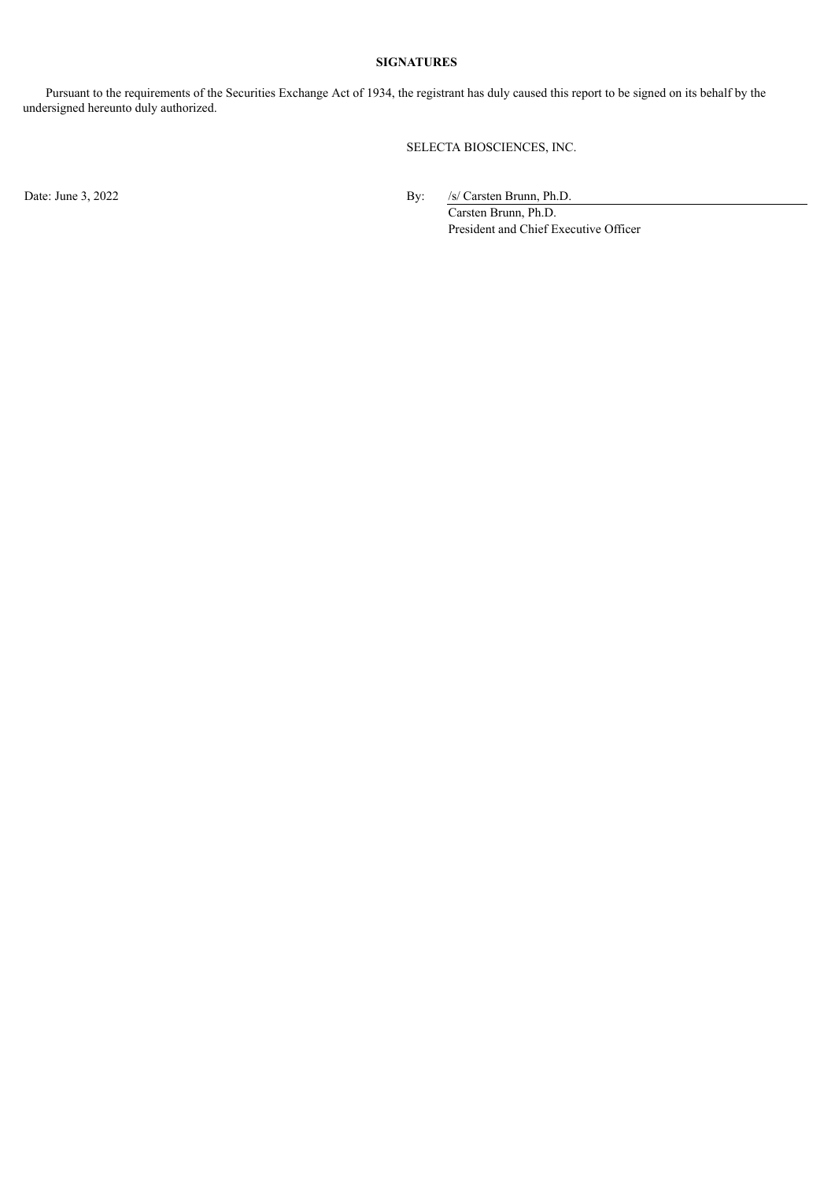**SIGNATURES**

Pursuant to the requirements of the Securities Exchange Act of 1934, the registrant has duly caused this report to be signed on its behalf by the undersigned hereunto duly authorized.

SELECTA BIOSCIENCES, INC.

Date: June 3, 2022

By: /s/ Carsten Brunn, Ph.D.
Carsten Brunn, Ph.D.
President and Chief Executive Officer